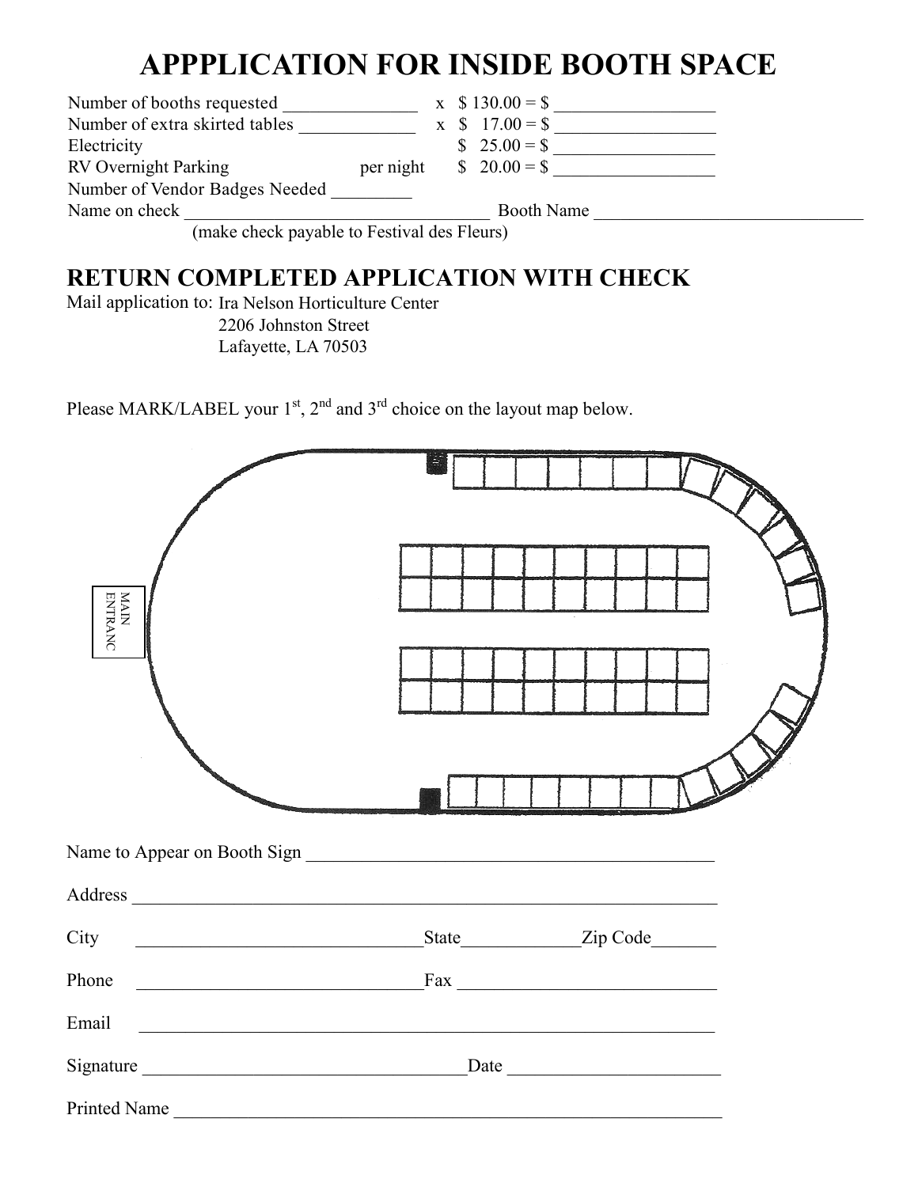# APPPLICATION FOR INSIDE BOOTH SPACE

| | | | |
|---|---|---|---|
| Number of booths requested ______________ | | x $ 130.00 = $ | _________________ |
| Number of extra skirted tables ____________ | | x $ 17.00 = $ | _________________ |
| Electricity | | $ 25.00 = $ | _________________ |
| RV Overnight Parking | per night | $ 20.00 = $ | _________________ |

Number of Vendor Badges Needed _________

Name on check _________________________________ Booth Name ______________________________

(make check payable to Festival des Fleurs)

## RETURN COMPLETED APPLICATION WITH CHECK

Mail application to: Ira Nelson Horticulture Center
2206 Johnston Street
Lafayette, LA 70503

Please MARK/LABEL your 1st, 2nd and 3rd choice on the layout map below.

MAIN ENTRANC

Name to Appear on Booth Sign ____________________________________________

Address ________________________________________________________________

City _______________________________State____________Zip Code_______

Phone _______________________________Fax ___________________________

Email ________________________________________________________________

Signature ___________________________________Date ______________________

Printed Name __________________________________________________________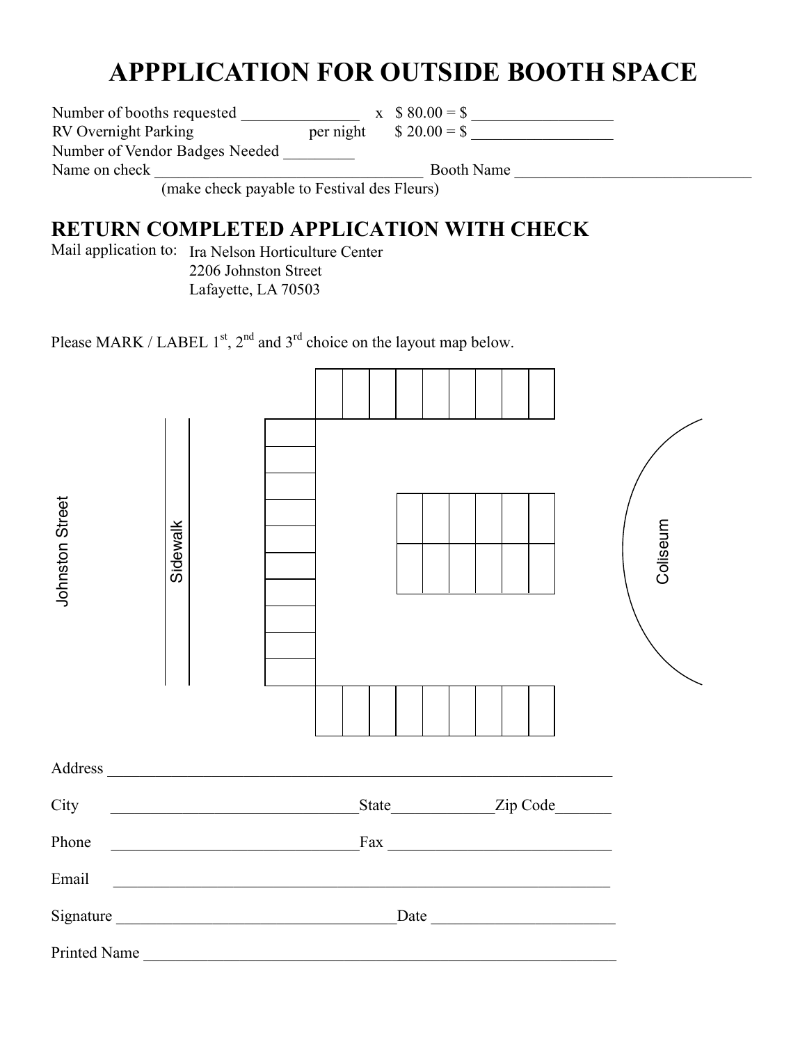# APPPLICATION FOR OUTSIDE BOOTH SPACE

Number of booths requested _______________ x $ 80.00 = $ __________________

RV Overnight Parking per night $ 20.00 = $ __________________

Number of Vendor Badges Needed _________

Name on check ___________________________________ Booth Name _______________________________

(make check payable to Festival des Fleurs)

## RETURN COMPLETED APPLICATION WITH CHECK

Mail application to: Ira Nelson Horticulture Center
2206 Johnston Street
Lafayette, LA 70503

Please MARK / LABEL 1st, 2nd and 3rd choice on the layout map below.

Johnston Street

Sidewalk

Coliseum

Address ___________________________________________________________________

City _______________________________State_____________Zip Code_______

Phone _______________________________Fax ____________________________

Email ___________________________________________________________________

Signature ___________________________________Date _______________________

Printed Name _____________________________________________________________